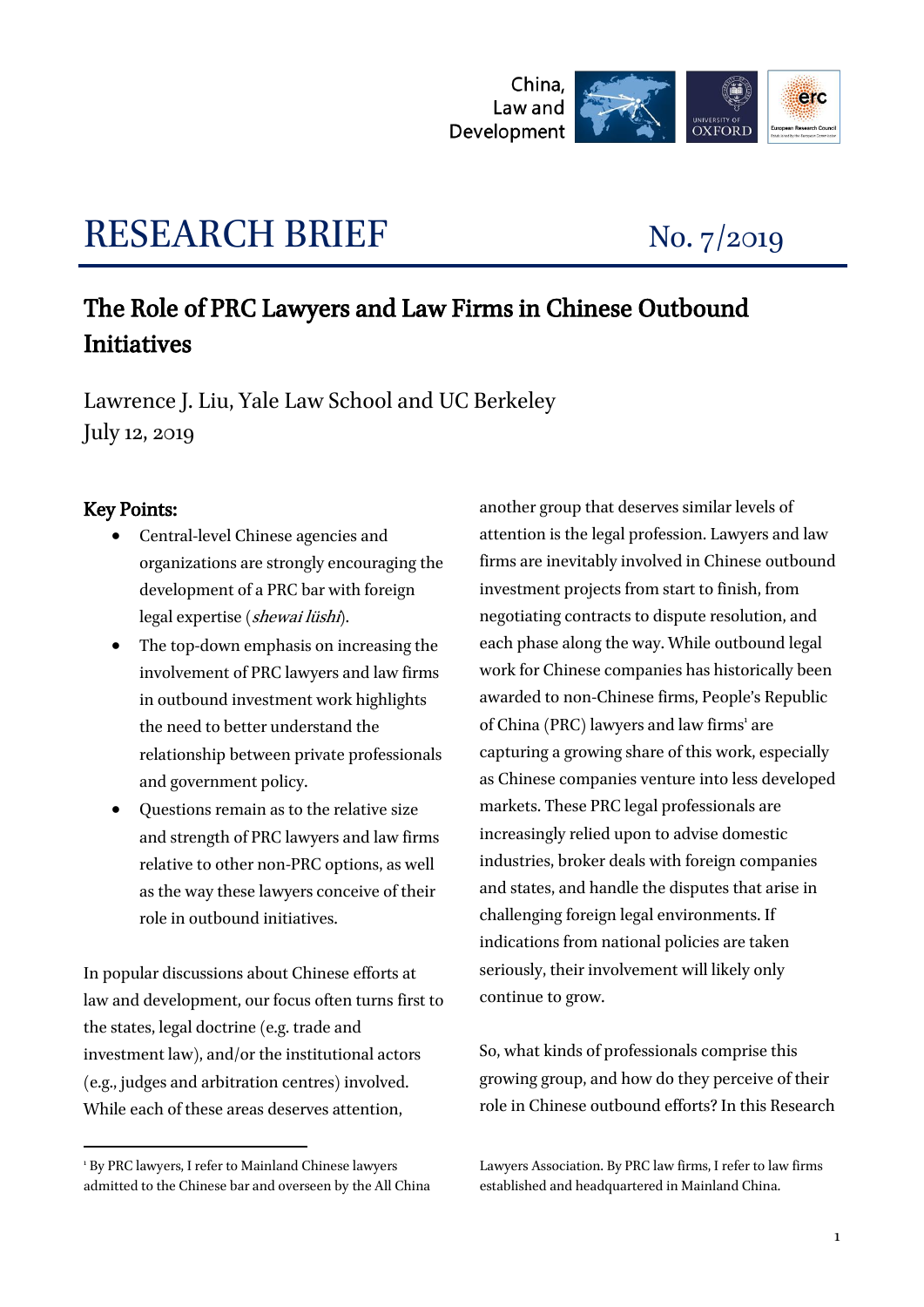China, Law and Development

# RESEARCH BRIEF

No. 7/2019

## The Role of PRC Lawyers and Law Firms in Chinese Outbound Initiatives

Lawrence J. Liu, Yale Law School and UC Berkeley
July 12, 2019

### Key Points:

- Central-level Chinese agencies and organizations are strongly encouraging the development of a PRC bar with foreign legal expertise (*shewai lüshi*).
- The top-down emphasis on increasing the involvement of PRC lawyers and law firms in outbound investment work highlights the need to better understand the relationship between private professionals and government policy.
- Questions remain as to the relative size and strength of PRC lawyers and law firms relative to other non-PRC options, as well as the way these lawyers conceive of their role in outbound initiatives.

In popular discussions about Chinese efforts at law and development, our focus often turns first to the states, legal doctrine (e.g. trade and investment law), and/or the institutional actors (e.g., judges and arbitration centres) involved. While each of these areas deserves attention, another group that deserves similar levels of attention is the legal profession. Lawyers and law firms are inevitably involved in Chinese outbound investment projects from start to finish, from negotiating contracts to dispute resolution, and each phase along the way. While outbound legal work for Chinese companies has historically been awarded to non-Chinese firms, People's Republic of China (PRC) lawyers and law firms[1] are capturing a growing share of this work, especially as Chinese companies venture into less developed markets. These PRC legal professionals are increasingly relied upon to advise domestic industries, broker deals with foreign companies and states, and handle the disputes that arise in challenging foreign legal environments. If indications from national policies are taken seriously, their involvement will likely only continue to grow.

So, what kinds of professionals comprise this growing group, and how do they perceive of their role in Chinese outbound efforts? In this Research

[1] By PRC lawyers, I refer to Mainland Chinese lawyers admitted to the Chinese bar and overseen by the All China Lawyers Association. By PRC law firms, I refer to law firms established and headquartered in Mainland China.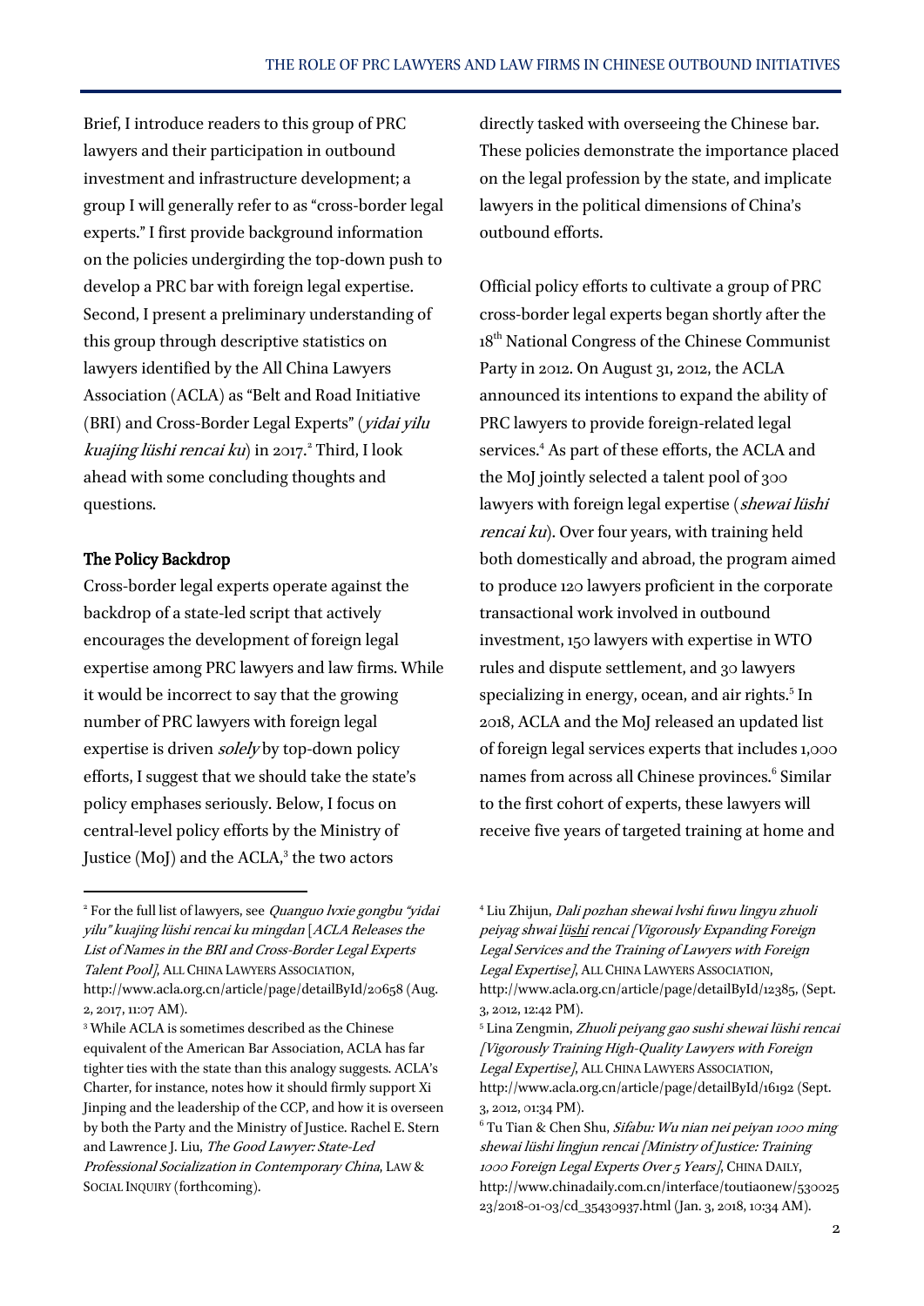Brief, I introduce readers to this group of PRC lawyers and their participation in outbound investment and infrastructure development; a group I will generally refer to as "cross-border legal experts." I first provide background information on the policies undergirding the top-down push to develop a PRC bar with foreign legal expertise. Second, I present a preliminary understanding of this group through descriptive statistics on lawyers identified by the All China Lawyers Association (ACLA) as "Belt and Road Initiative (BRI) and Cross-Border Legal Experts" (*yidai yilu kuajing lüshi rencai ku*) in 2017.[2] Third, I look ahead with some concluding thoughts and questions.

## The Policy Backdrop

Cross-border legal experts operate against the backdrop of a state-led script that actively encourages the development of foreign legal expertise among PRC lawyers and law firms. While it would be incorrect to say that the growing number of PRC lawyers with foreign legal expertise is driven *solely* by top-down policy efforts, I suggest that we should take the state's policy emphases seriously. Below, I focus on central-level policy efforts by the Ministry of Justice (MoJ) and the ACLA,[3] the two actors directly tasked with overseeing the Chinese bar. These policies demonstrate the importance placed on the legal profession by the state, and implicate lawyers in the political dimensions of China's outbound efforts.

Official policy efforts to cultivate a group of PRC cross-border legal experts began shortly after the 18th National Congress of the Chinese Communist Party in 2012. On August 31, 2012, the ACLA announced its intentions to expand the ability of PRC lawyers to provide foreign-related legal services.[4] As part of these efforts, the ACLA and the MoJ jointly selected a talent pool of 300 lawyers with foreign legal expertise (*shewai lüshi rencai ku*). Over four years, with training held both domestically and abroad, the program aimed to produce 120 lawyers proficient in the corporate transactional work involved in outbound investment, 150 lawyers with expertise in WTO rules and dispute settlement, and 30 lawyers specializing in energy, ocean, and air rights.[5] In 2018, ACLA and the MoJ released an updated list of foreign legal services experts that includes 1,000 names from across all Chinese provinces.[6] Similar to the first cohort of experts, these lawyers will receive five years of targeted training at home and

---

[2] For the full list of lawyers, see *Quanguo lvxie gongbu "yidai yilu" kuajing lüshi rencai ku mingdan* [*ACLA Releases the List of Names in the BRI and Cross-Border Legal Experts Talent Pool*], ALL CHINA LAWYERS ASSOCIATION, http://www.acla.org.cn/article/page/detailById/20658 (Aug. 2, 2017, 11:07 AM).

[3] While ACLA is sometimes described as the Chinese equivalent of the American Bar Association, ACLA has far tighter ties with the state than this analogy suggests. ACLA's Charter, for instance, notes how it should firmly support Xi Jinping and the leadership of the CCP, and how it is overseen by both the Party and the Ministry of Justice. Rachel E. Stern and Lawrence J. Liu, *The Good Lawyer: State-Led Professional Socialization in Contemporary China*, LAW & SOCIAL INQUIRY (forthcoming).

[4] Liu Zhijun, *Dali pozhan shewai lvshi fuwu lingyu zhuoli peiyag shwai lüshi rencai [Vigorously Expanding Foreign Legal Services and the Training of Lawyers with Foreign Legal Expertise]*, ALL CHINA LAWYERS ASSOCIATION, http://www.acla.org.cn/article/page/detailById/12385, (Sept. 3, 2012, 12:42 PM).

[5] Lina Zengmin, *Zhuoli peiyang gao sushi shewai lüshi rencai [Vigorously Training High-Quality Lawyers with Foreign Legal Expertise]*, ALL CHINA LAWYERS ASSOCIATION, http://www.acla.org.cn/article/page/detailById/16192 (Sept. 3, 2012, 01:34 PM).

[6] Tu Tian & Chen Shu, *Sifabu: Wu nian nei peiyan 1000 ming shewai lüshi lingjun rencai [Ministry of Justice: Training 1000 Foreign Legal Experts Over 5 Years]*, CHINA DAILY, http://www.chinadaily.com.cn/interface/toutiaonew/53002523/2018-01-03/cd_35430937.html (Jan. 3, 2018, 10:34 AM).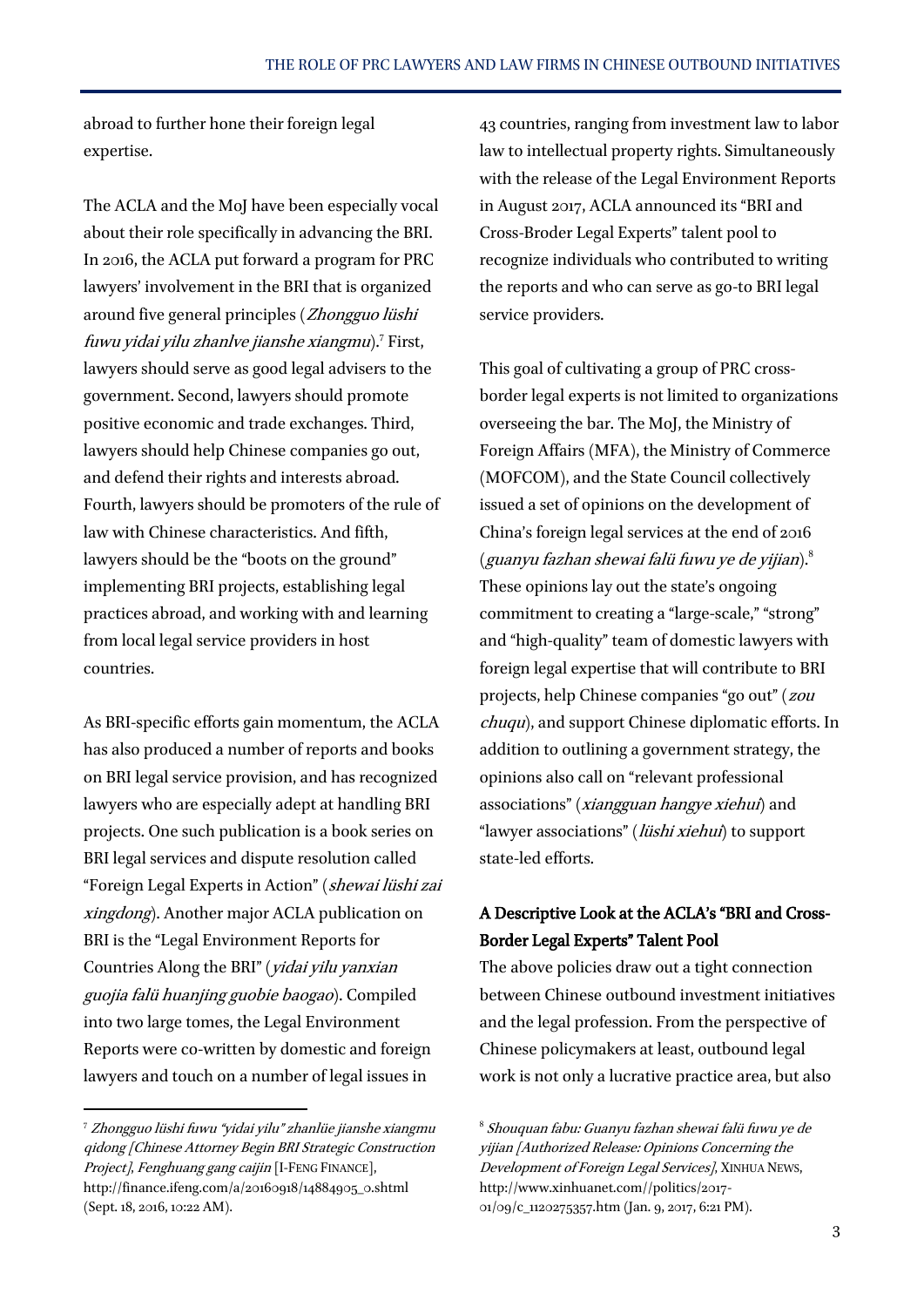abroad to further hone their foreign legal expertise.

The ACLA and the MoJ have been especially vocal about their role specifically in advancing the BRI. In 2016, the ACLA put forward a program for PRC lawyers' involvement in the BRI that is organized around five general principles (*Zhongguo lüshi fuwu yidai yilu zhanlve jianshe xiangmu*).[7] First, lawyers should serve as good legal advisers to the government. Second, lawyers should promote positive economic and trade exchanges. Third, lawyers should help Chinese companies go out, and defend their rights and interests abroad. Fourth, lawyers should be promoters of the rule of law with Chinese characteristics. And fifth, lawyers should be the "boots on the ground" implementing BRI projects, establishing legal practices abroad, and working with and learning from local legal service providers in host countries.

As BRI-specific efforts gain momentum, the ACLA has also produced a number of reports and books on BRI legal service provision, and has recognized lawyers who are especially adept at handling BRI projects. One such publication is a book series on BRI legal services and dispute resolution called "Foreign Legal Experts in Action" (*shewai lüshi zai xingdong*). Another major ACLA publication on BRI is the "Legal Environment Reports for Countries Along the BRI" (*yidai yilu yanxian guojia falü huanjing guobie baogao*). Compiled into two large tomes, the Legal Environment Reports were co-written by domestic and foreign lawyers and touch on a number of legal issues in 43 countries, ranging from investment law to labor law to intellectual property rights. Simultaneously with the release of the Legal Environment Reports in August 2017, ACLA announced its "BRI and Cross-Broder Legal Experts" talent pool to recognize individuals who contributed to writing the reports and who can serve as go-to BRI legal service providers.

This goal of cultivating a group of PRC cross-border legal experts is not limited to organizations overseeing the bar. The MoJ, the Ministry of Foreign Affairs (MFA), the Ministry of Commerce (MOFCOM), and the State Council collectively issued a set of opinions on the development of China's foreign legal services at the end of 2016 (*guanyu fazhan shewai falü fuwu ye de yijian*).[8] These opinions lay out the state's ongoing commitment to creating a "large-scale," "strong" and "high-quality" team of domestic lawyers with foreign legal expertise that will contribute to BRI projects, help Chinese companies "go out" (*zou chuqu*), and support Chinese diplomatic efforts. In addition to outlining a government strategy, the opinions also call on "relevant professional associations" (*xiangguan hangye xiehui*) and "lawyer associations" (*lüshi xiehui*) to support state-led efforts.

### A Descriptive Look at the ACLA's "BRI and Cross-Border Legal Experts" Talent Pool

The above policies draw out a tight connection between Chinese outbound investment initiatives and the legal profession. From the perspective of Chinese policymakers at least, outbound legal work is not only a lucrative practice area, but also

---

[7] *Zhongguo lüshi fuwu "yidai yilu" zhanlüe jianshe xiangmu qidong [Chinese Attorney Begin BRI Strategic Construction Project]*, *Fenghuang gang caijin* [I-FENG FINANCE], http://finance.ifeng.com/a/20160918/14884905_0.shtml (Sept. 18, 2016, 10:22 AM).

[8] *Shouquan fabu: Guanyu fazhan shewai falü fuwu ye de yijian [Authorized Release: Opinions Concerning the Development of Foreign Legal Services]*, XINHUA NEWS, http://www.xinhuanet.com//politics/2017-01/09/c_1120275357.htm (Jan. 9, 2017, 6:21 PM).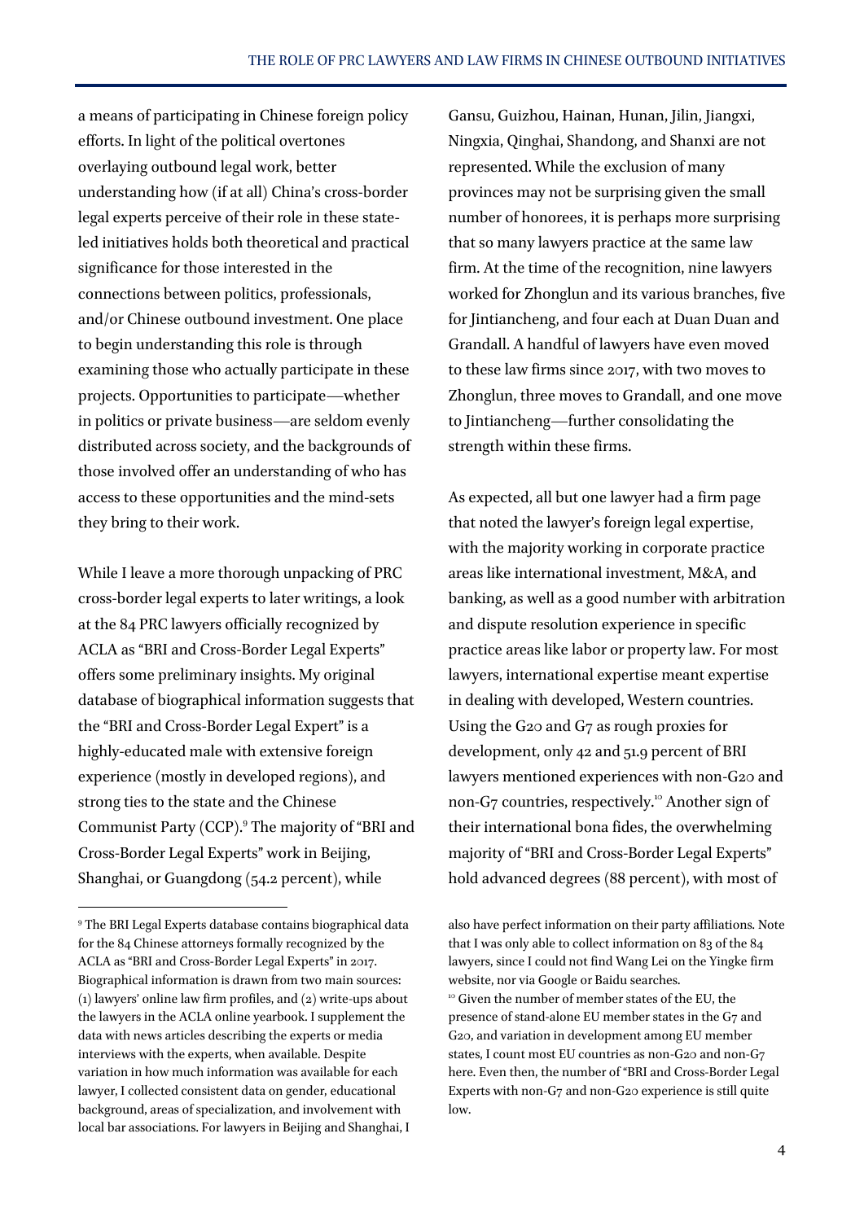a means of participating in Chinese foreign policy efforts. In light of the political overtones overlaying outbound legal work, better understanding how (if at all) China's cross-border legal experts perceive of their role in these state-led initiatives holds both theoretical and practical significance for those interested in the connections between politics, professionals, and/or Chinese outbound investment. One place to begin understanding this role is through examining those who actually participate in these projects. Opportunities to participate—whether in politics or private business—are seldom evenly distributed across society, and the backgrounds of those involved offer an understanding of who has access to these opportunities and the mind-sets they bring to their work.

While I leave a more thorough unpacking of PRC cross-border legal experts to later writings, a look at the 84 PRC lawyers officially recognized by ACLA as "BRI and Cross-Border Legal Experts" offers some preliminary insights. My original database of biographical information suggests that the "BRI and Cross-Border Legal Expert" is a highly-educated male with extensive foreign experience (mostly in developed regions), and strong ties to the state and the Chinese Communist Party (CCP).[9] The majority of "BRI and Cross-Border Legal Experts" work in Beijing, Shanghai, or Guangdong (54.2 percent), while Gansu, Guizhou, Hainan, Hunan, Jilin, Jiangxi, Ningxia, Qinghai, Shandong, and Shanxi are not represented. While the exclusion of many provinces may not be surprising given the small number of honorees, it is perhaps more surprising that so many lawyers practice at the same law firm. At the time of the recognition, nine lawyers worked for Zhonglun and its various branches, five for Jintiancheng, and four each at Duan Duan and Grandall. A handful of lawyers have even moved to these law firms since 2017, with two moves to Zhonglun, three moves to Grandall, and one move to Jintiancheng—further consolidating the strength within these firms.

As expected, all but one lawyer had a firm page that noted the lawyer's foreign legal expertise, with the majority working in corporate practice areas like international investment, M&A, and banking, as well as a good number with arbitration and dispute resolution experience in specific practice areas like labor or property law. For most lawyers, international expertise meant expertise in dealing with developed, Western countries. Using the G20 and G7 as rough proxies for development, only 42 and 51.9 percent of BRI lawyers mentioned experiences with non-G20 and non-G7 countries, respectively.[10] Another sign of their international bona fides, the overwhelming majority of "BRI and Cross-Border Legal Experts" hold advanced degrees (88 percent), with most of

---

[9] The BRI Legal Experts database contains biographical data for the 84 Chinese attorneys formally recognized by the ACLA as "BRI and Cross-Border Legal Experts" in 2017. Biographical information is drawn from two main sources: (1) lawyers' online law firm profiles, and (2) write-ups about the lawyers in the ACLA online yearbook. I supplement the data with news articles describing the experts or media interviews with the experts, when available. Despite variation in how much information was available for each lawyer, I collected consistent data on gender, educational background, areas of specialization, and involvement with local bar associations. For lawyers in Beijing and Shanghai, I also have perfect information on their party affiliations. Note that I was only able to collect information on 83 of the 84 lawyers, since I could not find Wang Lei on the Yingke firm website, nor via Google or Baidu searches.

[10] Given the number of member states of the EU, the presence of stand-alone EU member states in the G7 and G20, and variation in development among EU member states, I count most EU countries as non-G20 and non-G7 here. Even then, the number of "BRI and Cross-Border Legal Experts with non-G7 and non-G20 experience is still quite low.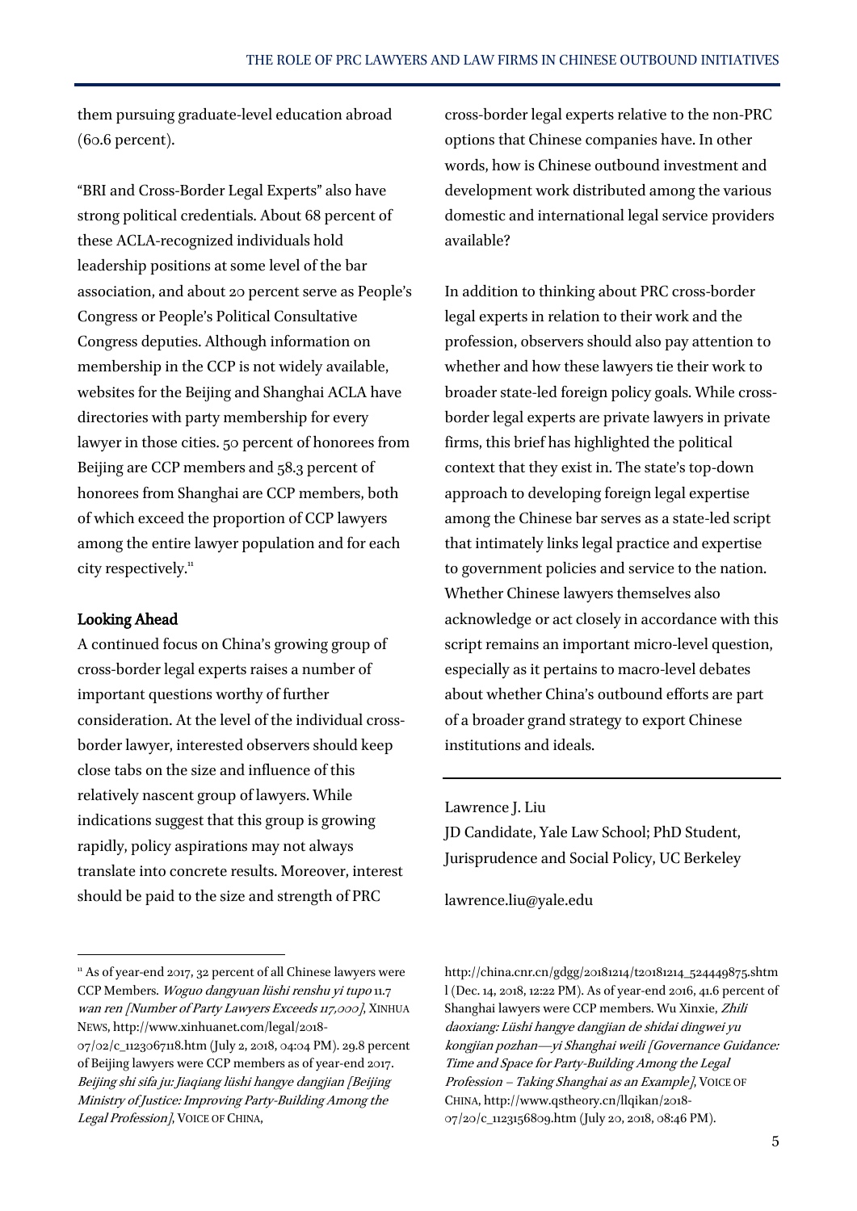them pursuing graduate-level education abroad (60.6 percent).

"BRI and Cross-Border Legal Experts" also have strong political credentials. About 68 percent of these ACLA-recognized individuals hold leadership positions at some level of the bar association, and about 20 percent serve as People's Congress or People's Political Consultative Congress deputies. Although information on membership in the CCP is not widely available, websites for the Beijing and Shanghai ACLA have directories with party membership for every lawyer in those cities. 50 percent of honorees from Beijing are CCP members and 58.3 percent of honorees from Shanghai are CCP members, both of which exceed the proportion of CCP lawyers among the entire lawyer population and for each city respectively.[11]

## Looking Ahead

A continued focus on China's growing group of cross-border legal experts raises a number of important questions worthy of further consideration. At the level of the individual cross-border lawyer, interested observers should keep close tabs on the size and influence of this relatively nascent group of lawyers. While indications suggest that this group is growing rapidly, policy aspirations may not always translate into concrete results. Moreover, interest should be paid to the size and strength of PRC cross-border legal experts relative to the non-PRC options that Chinese companies have. In other words, how is Chinese outbound investment and development work distributed among the various domestic and international legal service providers available?

In addition to thinking about PRC cross-border legal experts in relation to their work and the profession, observers should also pay attention to whether and how these lawyers tie their work to broader state-led foreign policy goals. While cross-border legal experts are private lawyers in private firms, this brief has highlighted the political context that they exist in. The state's top-down approach to developing foreign legal expertise among the Chinese bar serves as a state-led script that intimately links legal practice and expertise to government policies and service to the nation. Whether Chinese lawyers themselves also acknowledge or act closely in accordance with this script remains an important micro-level question, especially as it pertains to macro-level debates about whether China's outbound efforts are part of a broader grand strategy to export Chinese institutions and ideals.

---

Lawrence J. Liu
JD Candidate, Yale Law School; PhD Student, Jurisprudence and Social Policy, UC Berkeley

lawrence.liu@yale.edu

---

[11] As of year-end 2017, 32 percent of all Chinese lawyers were CCP Members. *Woguo dangyuan lüshi renshu yi tupo* 11.7 *wan ren [Number of Party Lawyers Exceeds 117,000]*, XINHUA NEWS, http://www.xinhuanet.com/legal/2018-07/02/c_1123067118.htm (July 2, 2018, 04:04 PM). 29.8 percent of Beijing lawyers were CCP members as of year-end 2017. *Beijing shi sifa ju: Jiaqiang lüshi hangye dangjian [Beijing Ministry of Justice: Improving Party-Building Among the Legal Profession]*, VOICE OF CHINA, http://china.cnr.cn/gdgg/20181214/t20181214_524449875.shtml (Dec. 14, 2018, 12:22 PM). As of year-end 2016, 41.6 percent of Shanghai lawyers were CCP members. Wu Xinxie, *Zhili daoxiang: Lüshi hangye dangjian de shidai dingwei yu kongjian pozhan—yi Shanghai weili [Governance Guidance: Time and Space for Party-Building Among the Legal Profession – Taking Shanghai as an Example]*, VOICE OF CHINA, http://www.qstheory.cn/llqikan/2018-07/20/c_1123156809.htm (July 20, 2018, 08:46 PM).